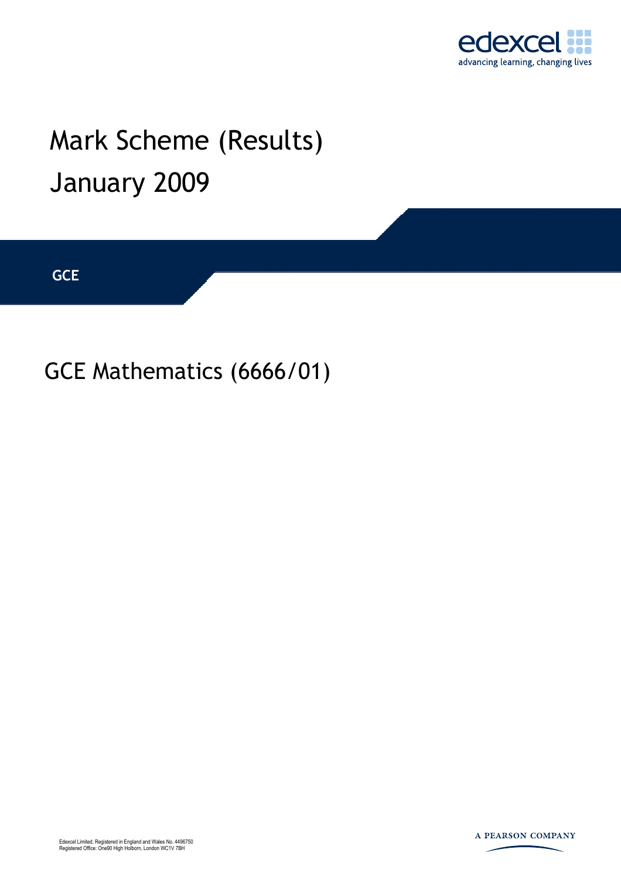edexcel
advancing learning, changing lives

# Mark Scheme (Results)
# January 2009

**GCE**

## GCE Mathematics (6666/01)

Edexcel Limited. Registered in England and Wales No. 4496750
Registered Office: One90 High Holborn, London WC1V 7BH

A PEARSON COMPANY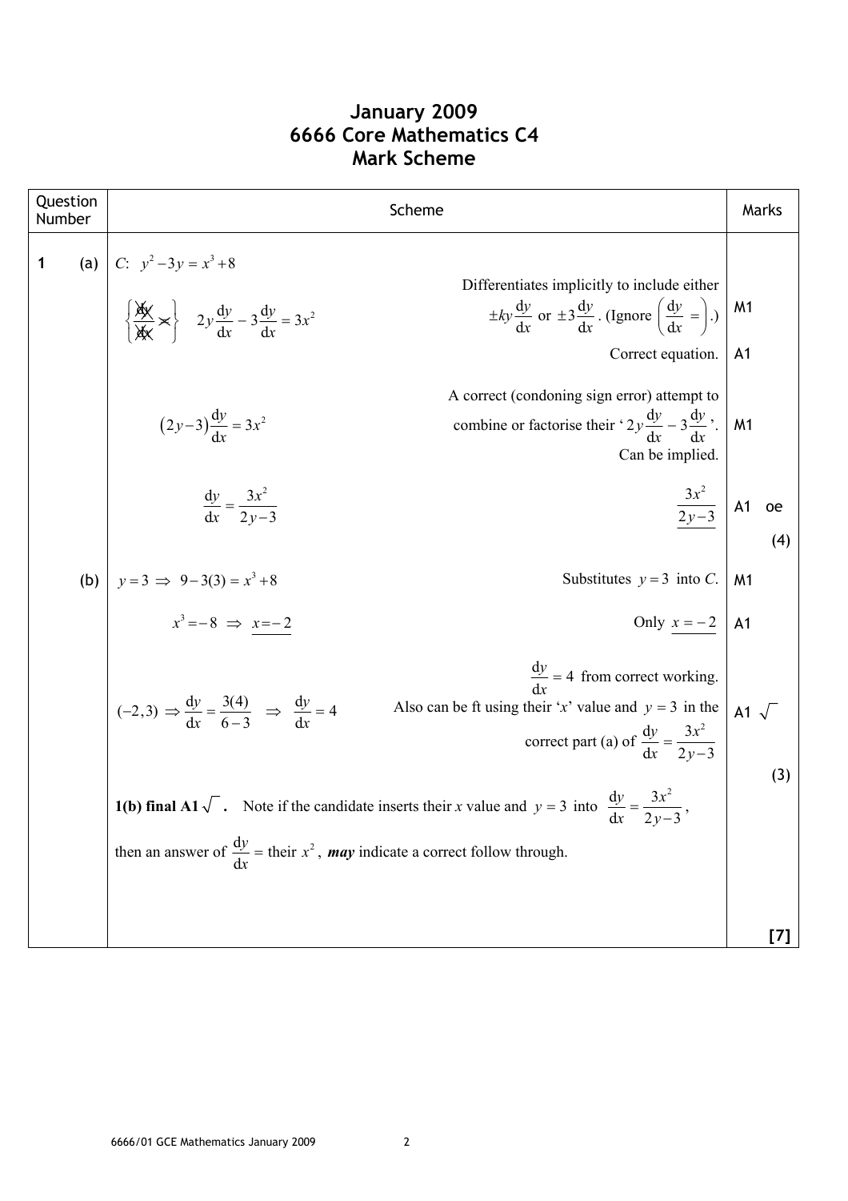# January 2009
# 6666 Core Mathematics C4
# Mark Scheme

| Question Number | Scheme | | Marks |
|---|---|---|---|
| 1 (a) | $C$: $y^2 - 3y = x^3 + 8$ | | |
| | $\left\{ \frac{\cancel{dy}}{\cancel{dx}} \times \right\}$ $\quad 2y\frac{dy}{dx} - 3\frac{dy}{dx} = 3x^2$ | Differentiates implicitly to include either $\pm ky\frac{dy}{dx}$ or $\pm 3\frac{dy}{dx}$. (Ignore $\left(\frac{dy}{dx} = \right)$.) | M1 |
| | | Correct equation. | A1 |
| | $(2y-3)\frac{dy}{dx} = 3x^2$ | A correct (condoning sign error) attempt to combine or factorise their '$2y\frac{dy}{dx} - 3\frac{dy}{dx}$'. Can be implied. | M1 |
| | $\frac{dy}{dx} = \frac{3x^2}{2y-3}$ | $\frac{3x^2}{2y-3}$ | A1 oe (4) |
| (b) | $y = 3 \Rightarrow 9 - 3(3) = x^3 + 8$ | Substitutes $y = 3$ into $C$. | M1 |
| | $x^3 = -8 \Rightarrow \underline{x = -2}$ | Only $\underline{x = -2}$ | A1 |
| | $(-2, 3) \Rightarrow \frac{dy}{dx} = \frac{3(4)}{6-3} \Rightarrow \frac{dy}{dx} = 4$ | $\frac{dy}{dx} = 4$ from correct working. Also can be ft using their '$x$' value and $y = 3$ in the correct part (a) of $\frac{dy}{dx} = \frac{3x^2}{2y-3}$ | A1 $\sqrt{}$ (3) |
| | **1(b) final A1** $\sqrt{}$**.** Note if the candidate inserts their $x$ value and $y = 3$ into $\frac{dy}{dx} = \frac{3x^2}{2y-3}$, then an answer of $\frac{dy}{dx} =$ their $x^2$, ***may*** indicate a correct follow through. | | |
| | | | **[7]** |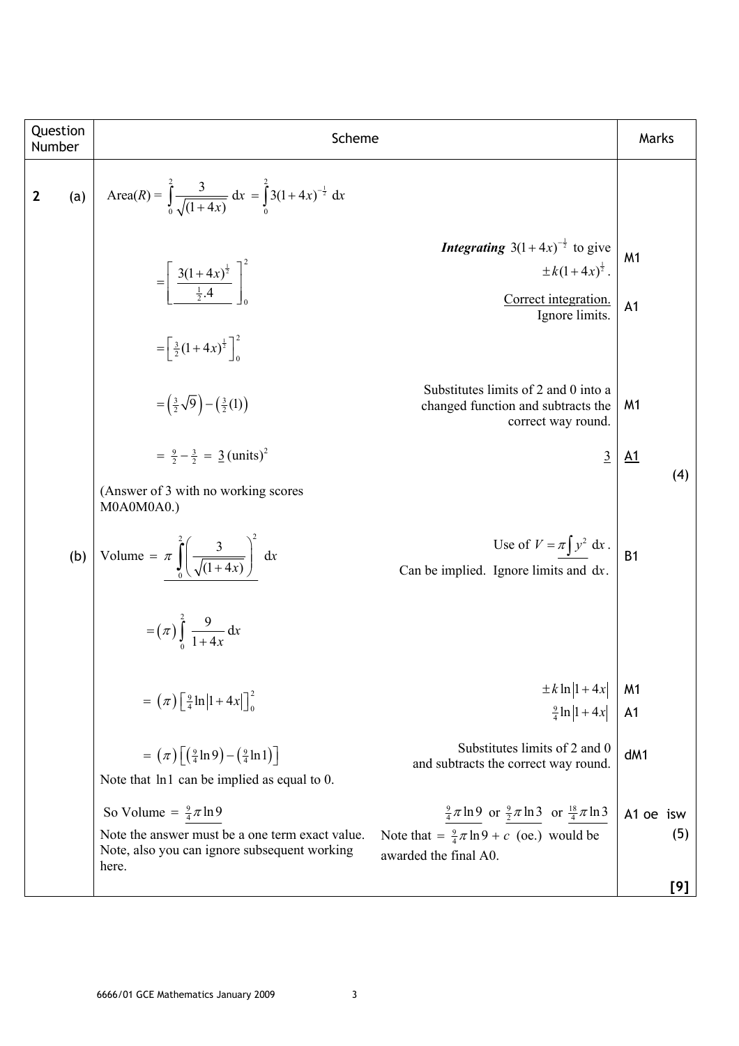| Question Number | Scheme | | Marks | |
|---|---|---|---|---|
| **2** (a) | Area$(R) = \int_0^2 \frac{3}{\sqrt{(1+4x)}}\,dx = \int_0^2 3(1+4x)^{-\frac{1}{2}}\,dx$ | | | |
| | $= \left[\frac{3(1+4x)^{\frac{1}{2}}}{\frac{1}{2}.4}\right]_0^2$ | ***Integrating*** $3(1+4x)^{-\frac{1}{2}}$ to give $\pm k(1+4x)^{\frac{1}{2}}$. | M1 | |
| | | Correct integration. Ignore limits. | A1 | |
| | $= \left[\frac{3}{2}(1+4x)^{\frac{1}{2}}\right]_0^2$ | | | |
| | $= \left(\frac{3}{2}\sqrt{9}\right) - \left(\frac{3}{2}(1)\right)$ | Substitutes limits of 2 and 0 into a changed function and subtracts the correct way round. | M1 | |
| | $= \frac{9}{2} - \frac{3}{2} = \underline{3}\,(\text{units})^2$ | $\underline{3}$ | A1 | (4) |
| | (Answer of 3 with no working scores M0A0M0A0.) | | | |
| (b) | Volume $= \pi \int_0^2 \left(\frac{3}{\sqrt{(1+4x)}}\right)^2 dx$ | Use of $V = \pi \int y^2\,dx$. Can be implied. Ignore limits and $dx$. | B1 | |
| | $= (\pi) \int_0^2 \frac{9}{1+4x}\,dx$ | | | |
| | $= (\pi)\left[\frac{9}{4}\ln\lvert 1+4x\rvert\right]_0^2$ | $\pm k \ln\lvert 1+4x\rvert$ | M1 | |
| | | $\frac{9}{4}\ln\lvert 1+4x\rvert$ | A1 | |
| | $= (\pi)\left[\left(\frac{9}{4}\ln 9\right) - \left(\frac{9}{4}\ln 1\right)\right]$<br>Note that $\ln 1$ can be implied as equal to 0. | Substitutes limits of 2 and 0 and subtracts the correct way round. | dM1 | |
| | So Volume $= \frac{9}{4}\pi \ln 9$<br>Note the answer must be a one term exact value. Note, also you can ignore subsequent working here. | $\underline{\frac{9}{4}\pi \ln 9}$ or $\underline{\frac{9}{2}\pi \ln 3}$ or $\underline{\frac{18}{4}\pi \ln 3}$<br>Note that $= \frac{9}{4}\pi \ln 9 + c$ (oe.) would be awarded the final A0. | A1 oe isw | (5) |
| | | | | **[9]** |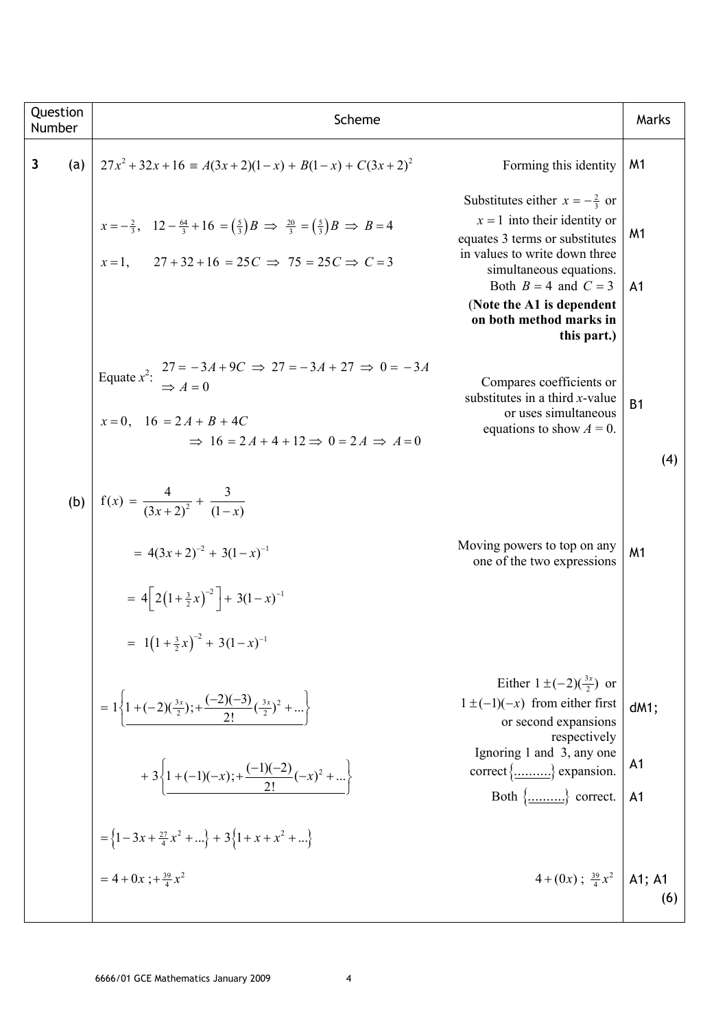| Question Number | Scheme | | Marks |
|---|---|---|---|
| **3** (a) | $27x^2 + 32x + 16 \equiv A(3x+2)(1-x) + B(1-x) + C(3x+2)^2$ | Forming this identity | M1 |
| | $x = -\frac{2}{3}, \quad 12 - \frac{64}{3} + 16 = \left(\frac{5}{3}\right)B \Rightarrow \frac{20}{3} = \left(\frac{5}{3}\right)B \Rightarrow B = 4$ <br> $x = 1, \quad 27 + 32 + 16 = 25C \Rightarrow 75 = 25C \Rightarrow C = 3$ | Substitutes either $x = -\frac{2}{3}$ or $x = 1$ into their identity or equates 3 terms or substitutes in values to write down three simultaneous equations. | M1 |
| | | Both $B = 4$ and $C = 3$ <br> **(Note the A1 is dependent on both method marks in this part.)** | A1 |
| | Equate $x^2$: $27 = -3A + 9C \Rightarrow 27 = -3A + 27 \Rightarrow 0 = -3A$ $\Rightarrow A = 0$ <br> $x = 0, \quad 16 = 2A + B + 4C$ <br> $\Rightarrow 16 = 2A + 4 + 12 \Rightarrow 0 = 2A \Rightarrow A = 0$ | Compares coefficients or substitutes in a third $x$-value or uses simultaneous equations to show $A = 0$. | B1 |
| | | | (4) |
| (b) | $\mathrm{f}(x) = \dfrac{4}{(3x+2)^2} + \dfrac{3}{(1-x)}$ | | |
| | $= 4(3x+2)^{-2} + 3(1-x)^{-1}$ | Moving powers to top on any one of the two expressions | M1 |
| | $= 4\left[2\left(1+\frac{3}{2}x\right)^{-2}\right] + 3(1-x)^{-1}$ | | |
| | $= 1\left(1+\frac{3}{2}x\right)^{-2} + 3(1-x)^{-1}$ | | |
| | $= 1\left\{\underline{1 + (-2)(\tfrac{3x}{2}); + \dfrac{(-2)(-3)}{2!}(\tfrac{3x}{2})^2 + \ldots}\right\}$ | Either $1 \pm (-2)(\frac{3x}{2})$ or $1 \pm (-1)(-x)$ from either first or second expansions respectively | dM1; |
| | $+ 3\left\{\underline{1 + (-1)(-x); + \dfrac{(-1)(-2)}{2!}(-x)^2 + \ldots}\right\}$ | Ignoring 1 and 3, any one correct $\{\underline{\ldots\ldots\ldots\ldots}\}$ expansion. | A1 |
| | | Both $\{\underline{\ldots\ldots\ldots\ldots}\}$ correct. | A1 |
| | $= \left\{1 - 3x + \frac{27}{4}x^2 + \ldots\right\} + 3\left\{1 + x + x^2 + \ldots\right\}$ | | |
| | $= 4 + 0x\ ; + \frac{39}{4}x^2$ | $4 + (0x)\ ;\ \frac{39}{4}x^2$ | A1; A1 |
| | | | (6) |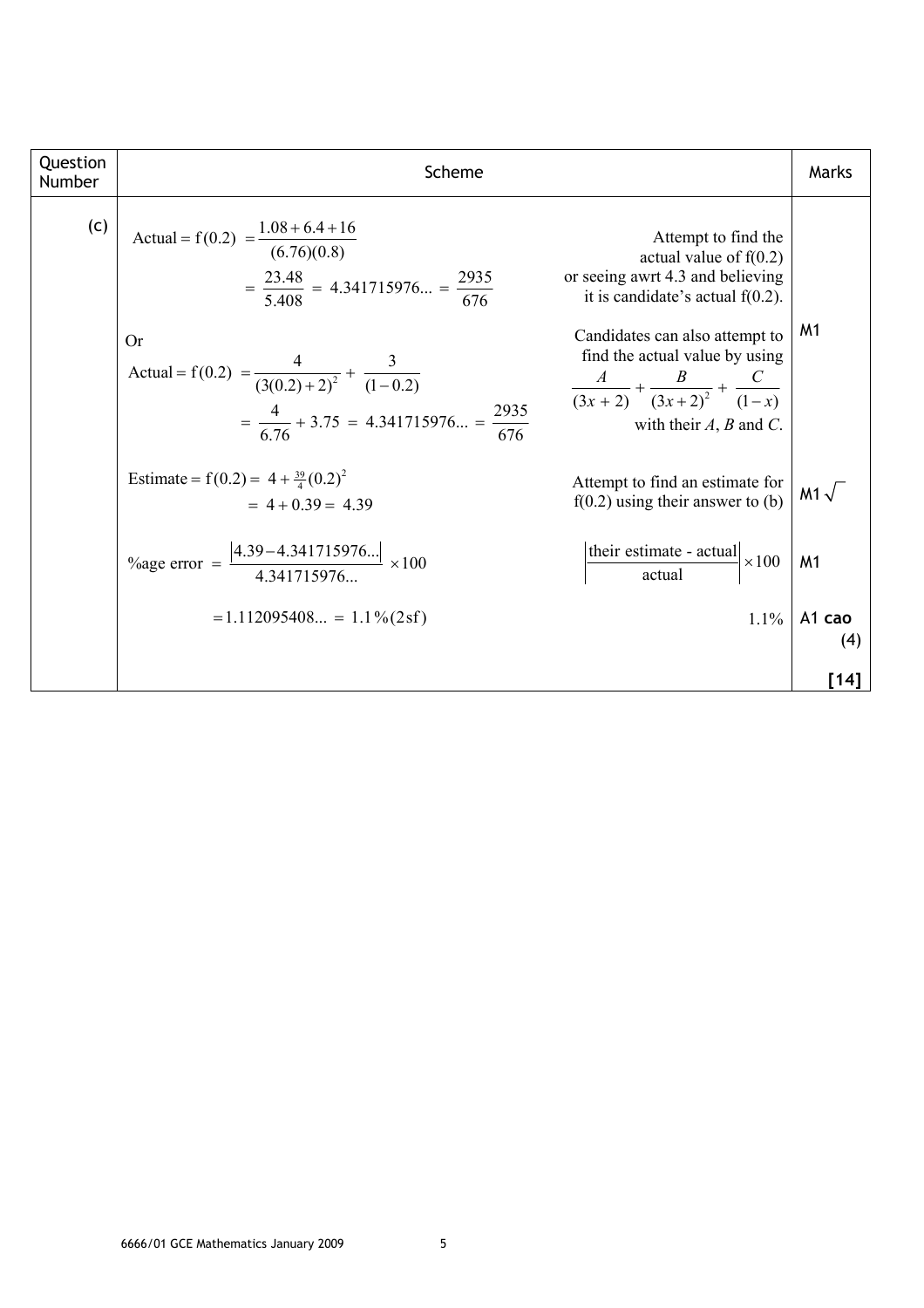| Question Number | Scheme | | Marks |
|---|---|---|---|
| (c) | Actual $= \mathrm{f}(0.2) = \dfrac{1.08 + 6.4 + 16}{(6.76)(0.8)}$ $= \dfrac{23.48}{5.408} = 4.341715976... = \dfrac{2935}{676}$ | Attempt to find the actual value of $\mathrm{f}(0.2)$ or seeing awrt 4.3 and believing it is candidate's actual $\mathrm{f}(0.2)$. | |
| | Or Actual $= \mathrm{f}(0.2) = \dfrac{4}{(3(0.2)+2)^2} + \dfrac{3}{(1-0.2)}$ $= \dfrac{4}{6.76} + 3.75 = 4.341715976... = \dfrac{2935}{676}$ | Candidates can also attempt to find the actual value by using $\dfrac{A}{(3x+2)} + \dfrac{B}{(3x+2)^2} + \dfrac{C}{(1-x)}$ with their $A$, $B$ and $C$. | M1 |
| | Estimate $= \mathrm{f}(0.2) = 4 + \frac{39}{4}(0.2)^2$ $= 4 + 0.39 = 4.39$ | Attempt to find an estimate for $\mathrm{f}(0.2)$ using their answer to (b) | M1 $\sqrt{}$ |
| | %age error $= \dfrac{\lvert 4.39 - 4.341715976... \rvert}{4.341715976...} \times 100$ | $\left\lvert \dfrac{\text{their estimate - actual}}{\text{actual}} \right\rvert \times 100$ | M1 |
| | $= 1.112095408... = 1.1\%(2\text{sf})$ | 1.1% | A1 **cao** (4) |
| | | | **[14]** |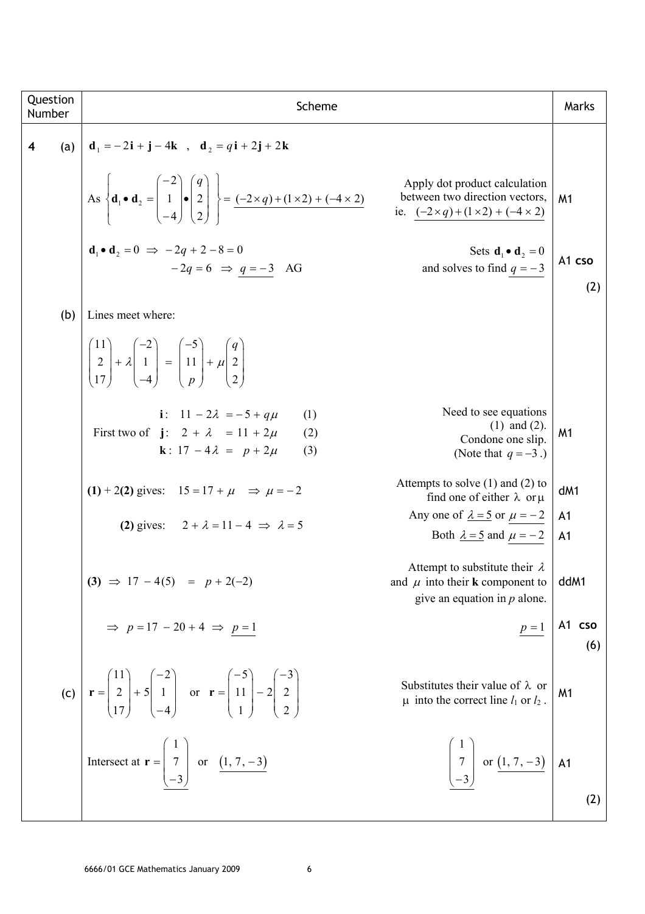| Question Number | Scheme | | Marks |
|---|---|---|---|
| **4** (a) | $\mathbf{d}_1 = -2\mathbf{i} + \mathbf{j} - 4\mathbf{k}$ , $\mathbf{d}_2 = q\mathbf{i} + 2\mathbf{j} + 2\mathbf{k}$ | | |
| | As $\left\{ \mathbf{d}_1 \bullet \mathbf{d}_2 = \begin{pmatrix} -2 \\ 1 \\ -4 \end{pmatrix} \bullet \begin{pmatrix} q \\ 2 \\ 2 \end{pmatrix} \right\} = \underline{(-2 \times q) + (1 \times 2) + (-4 \times 2)}$ | Apply dot product calculation between two direction vectors, ie. $\underline{(-2 \times q) + (1 \times 2) + (-4 \times 2)}$ | M1 |
| | $\mathbf{d}_1 \bullet \mathbf{d}_2 = 0 \Rightarrow -2q + 2 - 8 = 0$ <br> $-2q = 6 \Rightarrow \underline{q = -3}$ AG | Sets $\mathbf{d}_1 \bullet \mathbf{d}_2 = 0$ and solves to find $\underline{q = -3}$ | A1 **cso** <br> (2) |
| (b) | Lines meet where: | | |
| | $\begin{pmatrix} 11 \\ 2 \\ 17 \end{pmatrix} + \lambda \begin{pmatrix} -2 \\ 1 \\ -4 \end{pmatrix} = \begin{pmatrix} -5 \\ 11 \\ p \end{pmatrix} + \mu \begin{pmatrix} q \\ 2 \\ 2 \end{pmatrix}$ | | |
| | First two of $\mathbf{i}: \; 11 - 2\lambda = -5 + q\mu \quad (1)$ <br> $\mathbf{j}: \; 2 + \lambda = 11 + 2\mu \quad (2)$ <br> $\mathbf{k}: \; 17 - 4\lambda = p + 2\mu \quad (3)$ | Need to see equations (1) and (2). Condone one slip. (Note that $q = -3$ .) | M1 |
| | **(1)** + 2**(2)** gives: $15 = 17 + \mu \Rightarrow \mu = -2$ | Attempts to solve (1) and (2) to find one of either $\lambda$ or $\mu$ | dM1 |
| | **(2)** gives: $2 + \lambda = 11 - 4 \Rightarrow \lambda = 5$ | Any one of $\underline{\lambda = 5}$ or $\underline{\mu = -2}$ | A1 |
| | | Both $\underline{\lambda = 5}$ and $\underline{\mu = -2}$ | A1 |
| | **(3)** $\Rightarrow 17 - 4(5) = p + 2(-2)$ | Attempt to substitute their $\lambda$ and $\mu$ into their **k** component to give an equation in $p$ alone. | ddM1 |
| | $\Rightarrow p = 17 - 20 + 4 \Rightarrow \underline{p = 1}$ | $\underline{p = 1}$ | A1 **cso** <br> (6) |
| (c) | $\mathbf{r} = \begin{pmatrix} 11 \\ 2 \\ 17 \end{pmatrix} + 5 \begin{pmatrix} -2 \\ 1 \\ -4 \end{pmatrix}$ or $\mathbf{r} = \begin{pmatrix} -5 \\ 11 \\ 1 \end{pmatrix} - 2 \begin{pmatrix} -3 \\ 2 \\ 2 \end{pmatrix}$ | Substitutes their value of $\lambda$ or $\mu$ into the correct line $l_1$ or $l_2$ . | M1 |
| | Intersect at $\mathbf{r} = \underline{\begin{pmatrix} 1 \\ 7 \\ -3 \end{pmatrix}}$ or $\underline{(1, 7, -3)}$ | $\underline{\begin{pmatrix} 1 \\ 7 \\ -3 \end{pmatrix}}$ or $\underline{(1, 7, -3)}$ | A1 <br> (2) |

6666/01 GCE Mathematics January 2009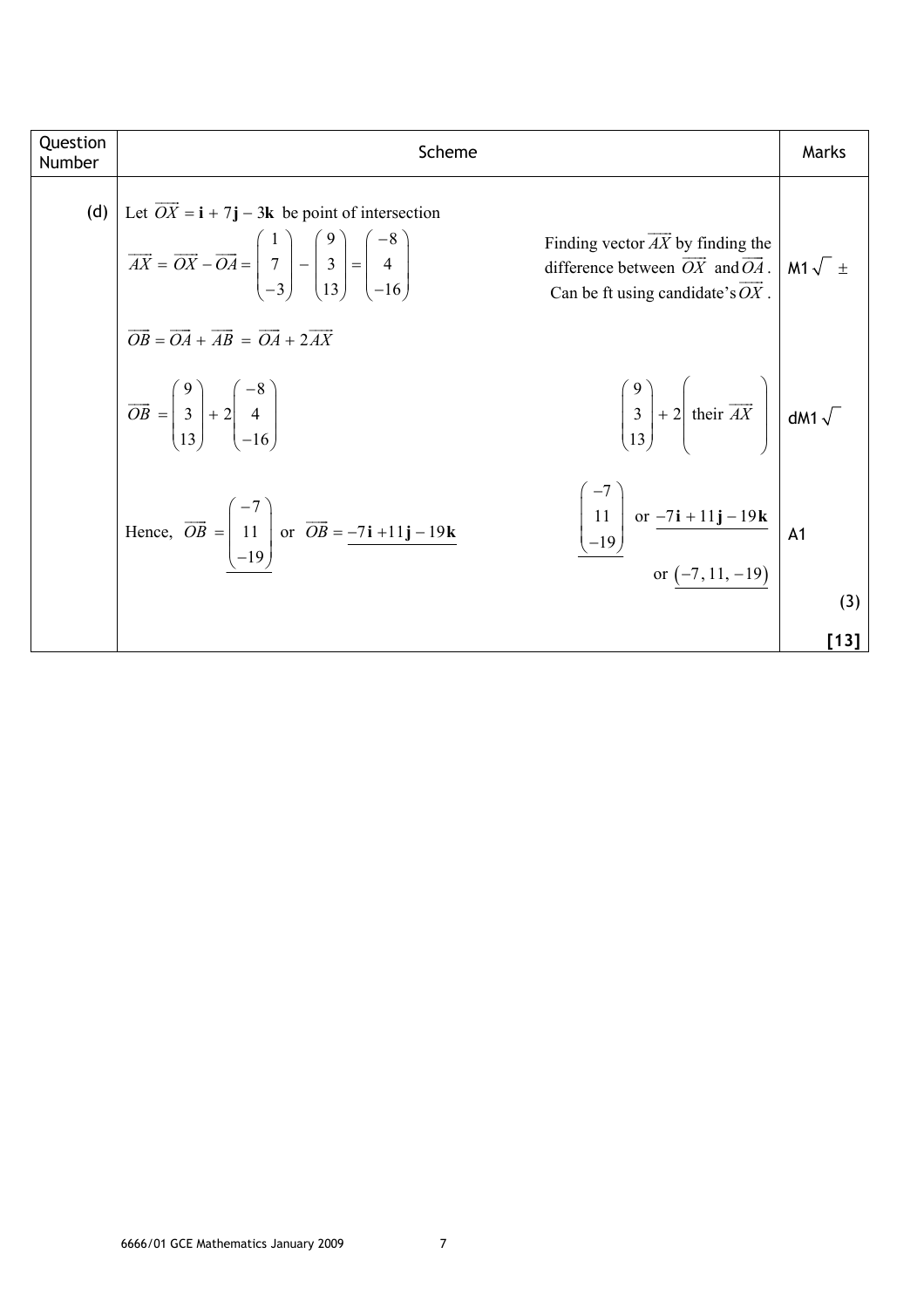| Question Number | Scheme | | Marks |
|---|---|---|---|
| (d) | Let $\overrightarrow{OX} = \mathbf{i} + 7\mathbf{j} - 3\mathbf{k}$ be point of intersection | | |
| | $\overrightarrow{AX} = \overrightarrow{OX} - \overrightarrow{OA} = \begin{pmatrix} 1 \\ 7 \\ -3 \end{pmatrix} - \begin{pmatrix} 9 \\ 3 \\ 13 \end{pmatrix} = \begin{pmatrix} -8 \\ 4 \\ -16 \end{pmatrix}$ | Finding vector $\overrightarrow{AX}$ by finding the difference between $\overrightarrow{OX}$ and $\overrightarrow{OA}$. Can be ft using candidate's $\overrightarrow{OX}$. | M1$\sqrt{}$ ± |
| | $\overrightarrow{OB} = \overrightarrow{OA} + \overrightarrow{AB} = \overrightarrow{OA} + 2\overrightarrow{AX}$ | | |
| | $\overrightarrow{OB} = \begin{pmatrix} 9 \\ 3 \\ 13 \end{pmatrix} + 2\begin{pmatrix} -8 \\ 4 \\ -16 \end{pmatrix}$ | $\begin{pmatrix} 9 \\ 3 \\ 13 \end{pmatrix} + 2\begin{pmatrix} \text{their } \overrightarrow{AX} \end{pmatrix}$ | dM1$\sqrt{}$ |
| | Hence, $\overrightarrow{OB} = \underline{\begin{pmatrix} -7 \\ 11 \\ -19 \end{pmatrix}}$ or $\overrightarrow{OB} = \underline{-7\mathbf{i} + 11\mathbf{j} - 19\mathbf{k}}$ | $\underline{\begin{pmatrix} -7 \\ 11 \\ -19 \end{pmatrix}}$ or $\underline{-7\mathbf{i} + 11\mathbf{j} - 19\mathbf{k}}$ or $\underline{(-7, 11, -19)}$ | A1 |
| | | | (3) |
| | | | **[13]** |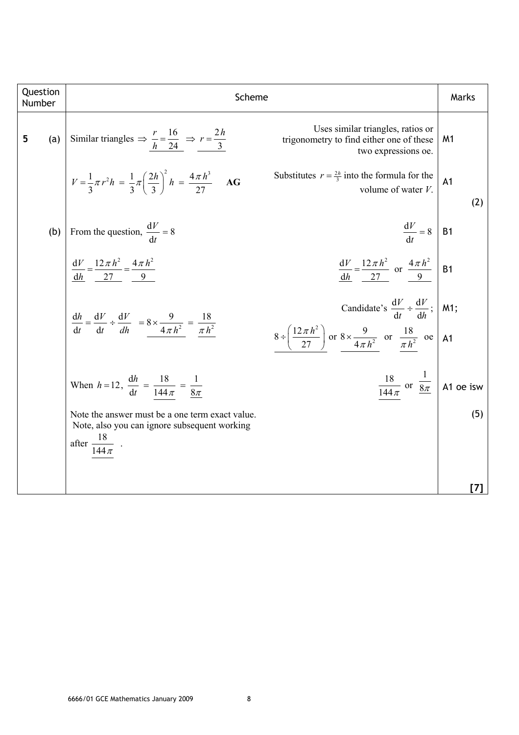| Question Number | Scheme | | Marks |
|---|---|---|---|
| **5** (a) | Similar triangles $\Rightarrow \underline{\frac{r}{h} = \frac{16}{24}} \Rightarrow \underline{r = \frac{2h}{3}}$ | Uses similar triangles, ratios or trigonometry to find either one of these two expressions oe. | M1 |
| | $V = \frac{1}{3}\pi r^2 h = \frac{1}{3}\pi\left(\frac{2h}{3}\right)^2 h = \frac{4\pi h^3}{27}$ **AG** | Substitutes $r = \frac{2h}{3}$ into the formula for the volume of water $V$. | A1 (2) |
| (b) | From the question, $\frac{\mathrm{d}V}{\mathrm{d}t} = 8$ | $\frac{\mathrm{d}V}{\mathrm{d}t} = 8$ | B1 |
| | $\underline{\frac{\mathrm{d}V}{\mathrm{d}h} = \frac{12\pi h^2}{27} = \frac{4\pi h^2}{9}}$ | $\underline{\frac{\mathrm{d}V}{\mathrm{d}h} = \frac{12\pi h^2}{27}}$ or $\underline{\frac{4\pi h^2}{9}}$ | B1 |
| | $\frac{\mathrm{d}h}{\mathrm{d}t} = \frac{\mathrm{d}V}{\mathrm{d}t} \div \frac{\mathrm{d}V}{dh} = \underline{8 \times \frac{9}{4\pi h^2}} = \underline{\frac{18}{\pi h^2}}$ | Candidate's $\frac{\mathrm{d}V}{\mathrm{d}t} \div \frac{\mathrm{d}V}{\mathrm{d}h}$; | M1; |
| | | $\underline{8 \div \left(\frac{12\pi h^2}{27}\right)}$ or $\underline{8 \times \frac{9}{4\pi h^2}}$ or $\underline{\frac{18}{\pi h^2}}$ oe | A1 |
| | When $h = 12$, $\frac{\mathrm{d}h}{\mathrm{d}t} = \underline{\frac{18}{144\pi}} = \underline{\frac{1}{8\pi}}$ | $\underline{\frac{18}{144\pi}}$ or $\underline{\frac{1}{8\pi}}$ | A1 oe isw |
| | Note the answer must be a one term exact value. Note, also you can ignore subsequent working after $\underline{\frac{18}{144\pi}}$. | | (5) |
| | | | **[7]** |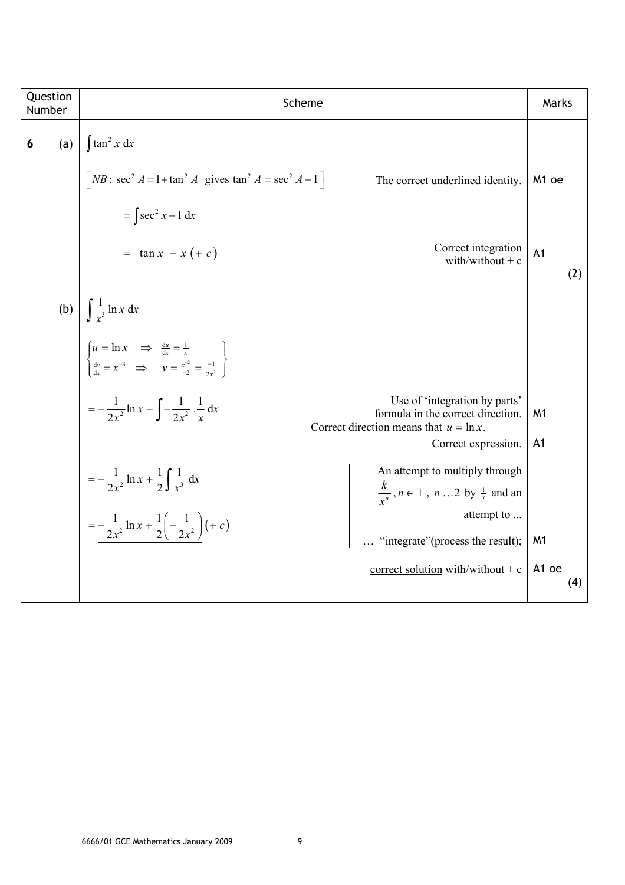| Question Number | Scheme | | Marks |
|---|---|---|---|
| **6** (a) | $\int \tan^2 x \, dx$ | | |
| | $\left[ NB: \underline{\sec^2 A = 1 + \tan^2 A} \text{ gives } \underline{\tan^2 A = \sec^2 A - 1} \right]$ | The correct underlined identity. | M1 oe |
| | $= \int \sec^2 x - 1 \, dx$ | | |
| | $= \underline{\tan x \; - x} \; (+ \, c)$ | Correct integration with/without + c | A1 (2) |
| (b) | $\int \frac{1}{x^3} \ln x \, dx$ | | |
| | $\begin{cases} u = \ln x & \Rightarrow \frac{du}{dx} = \frac{1}{x} \\ \frac{dv}{dx} = x^{-3} & \Rightarrow v = \frac{x^{-2}}{-2} = \frac{-1}{2x^2} \end{cases}$ | | |
| | $= -\frac{1}{2x^2} \ln x - \int -\frac{1}{2x^2} \cdot \frac{1}{x} \, dx$ | Use of 'integration by parts' formula in the correct direction. Correct direction means that $u = \ln x$. | M1 |
| | | Correct expression. | A1 |
| | $= -\frac{1}{2x^2} \ln x + \frac{1}{2} \int \frac{1}{x^3} \, dx$ | An attempt to multiply through $\frac{k}{x^n}, n \in \mathbb{Z}, n \geq 2$ by $\frac{1}{x}$ and an attempt to ... | |
| | $= \underline{-\frac{1}{2x^2} \ln x + \frac{1}{2}\left(-\frac{1}{2x^2}\right)} \; (+ \, c)$ | ... "integrate"(process the result); | M1 |
| | | correct solution with/without + c | A1 oe (4) |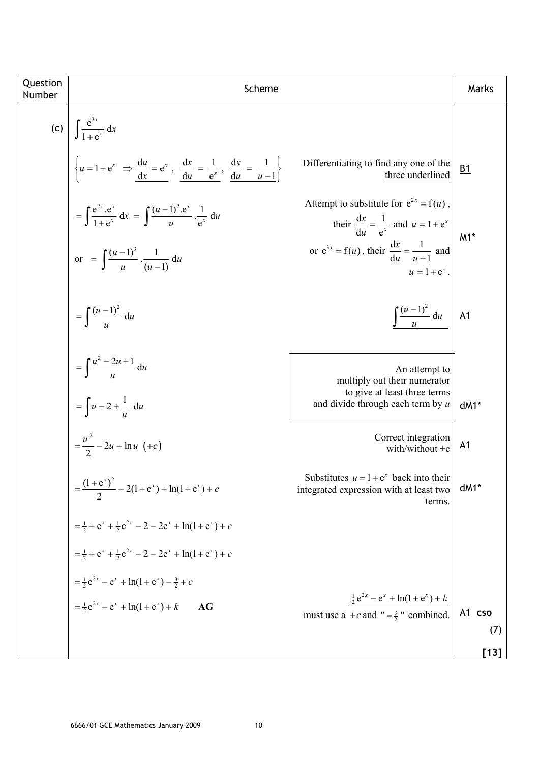| Question Number | Scheme | | Marks |
|---|---|---|---|
| (c) | $\displaystyle\int \frac{e^{3x}}{1+e^x}\,dx$ | | |
| | $\left\{u = 1+e^x \Rightarrow \underline{\frac{du}{dx} = e^x},\ \underline{\frac{dx}{du} = \frac{1}{e^x}},\ \underline{\frac{dx}{du} = \frac{1}{u-1}}\right\}$ | Differentiating to find any one of the three underlined | B1 |
| | $= \displaystyle\int \frac{e^{2x}.e^x}{1+e^x}\,dx = \int \frac{(u-1)^2.e^x}{u}.\frac{1}{e^x}\,du$ <br> or $= \displaystyle\int \frac{(u-1)^3}{u}.\frac{1}{(u-1)}\,du$ | Attempt to substitute for $e^{2x} = f(u)$, their $\frac{dx}{du} = \frac{1}{e^x}$ and $u = 1+e^x$ or $e^{3x} = f(u)$, their $\frac{dx}{du} = \frac{1}{u-1}$ and $u = 1+e^x$. | M1* |
| | $= \displaystyle\int \frac{(u-1)^2}{u}\,du$ | $\underline{\displaystyle\int \frac{(u-1)^2}{u}\,du}$ | A1 |
| | $= \displaystyle\int \frac{u^2-2u+1}{u}\,du$ <br> $= \displaystyle\int u - 2 + \frac{1}{u}\ du$ | An attempt to multiply out their numerator to give at least three terms and divide through each term by $u$ | dM1* |
| | $= \dfrac{u^2}{2} - 2u + \ln u\ \ (+c)$ | Correct integration with/without +c | A1 |
| | $= \dfrac{(1+e^x)^2}{2} - 2(1+e^x) + \ln(1+e^x) + c$ | Substitutes $u = 1+e^x$ back into their integrated expression with at least two terms. | dM1* |
| | $= \frac{1}{2} + e^x + \frac{1}{2}e^{2x} - 2 - 2e^x + \ln(1+e^x) + c$ | | |
| | $= \frac{1}{2} + e^x + \frac{1}{2}e^{2x} - 2 - 2e^x + \ln(1+e^x) + c$ | | |
| | $= \frac{1}{2}e^{2x} - e^x + \ln(1+e^x) - \frac{3}{2} + c$ | | |
| | $= \frac{1}{2}e^{2x} - e^x + \ln(1+e^x) + k$ **AG** | $\underline{\frac{1}{2}e^{2x} - e^x + \ln(1+e^x) + k}$ must use a $+c$ and "$-\frac{3}{2}$" combined. | A1 cso |
| | | | (7) |
| | | | **[13]** |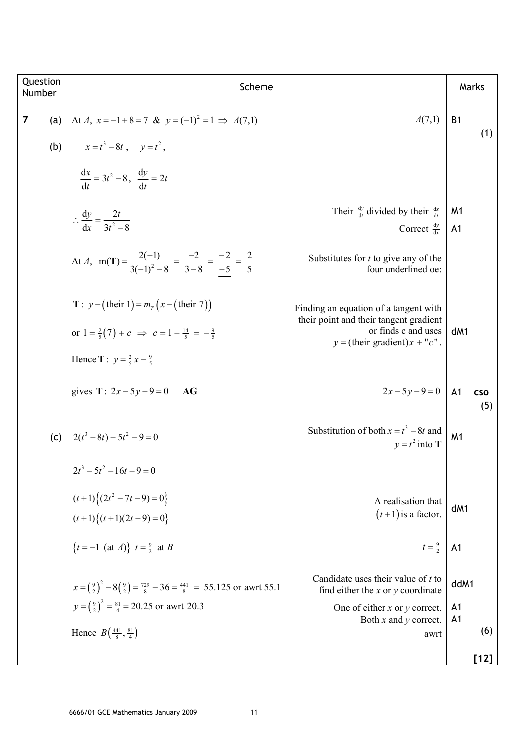| Question Number | | Scheme | | Marks | |
|---|---|---|---|---|---|
| 7 | (a) | At $A$, $x = -1 + 8 = 7$ & $y = (-1)^2 = 1 \Rightarrow A(7,1)$ | $A(7,1)$ | B1 | (1) |
| | (b) | $x = t^3 - 8t$, $y = t^2$, | | | |
| | | $\frac{dx}{dt} = 3t^2 - 8$, $\frac{dy}{dt} = 2t$ | | | |
| | | $\therefore \frac{dy}{dx} = \frac{2t}{3t^2 - 8}$ | Their $\frac{dy}{dt}$ divided by their $\frac{dx}{dt}$ <br> Correct $\frac{dy}{dx}$ | M1 <br> A1 | |
| | | At $A$, $m(\mathbf{T}) = \underline{\frac{2(-1)}{3(-1)^2 - 8}} = \underline{\frac{-2}{3-8}} = \underline{\frac{-2}{-5}} = \underline{\frac{2}{5}}$ | Substitutes for $t$ to give any of the four underlined oe: | | |
| | | $\mathbf{T}$: $y - (\text{their } 1) = m_T(x - (\text{their } 7))$ <br> or $1 = \frac{2}{5}(7) + c \Rightarrow c = 1 - \frac{14}{5} = -\frac{9}{5}$ <br> Hence $\mathbf{T}$: $y = \frac{2}{5}x - \frac{9}{5}$ | Finding an equation of a tangent with their point and their tangent gradient or finds c and uses $y = (\text{their gradient})x + "c"$. | dM1 | |
| | | gives $\mathbf{T}$: $\underline{2x - 5y - 9 = 0}$ **AG** | $\underline{2x - 5y - 9 = 0}$ | A1 cso | (5) |
| | (c) | $2(t^3 - 8t) - 5t^2 - 9 = 0$ | Substitution of both $x = t^3 - 8t$ and $y = t^2$ into $\mathbf{T}$ | M1 | |
| | | $2t^3 - 5t^2 - 16t - 9 = 0$ | | | |
| | | $(t+1)\{(2t^2 - 7t - 9) = 0\}$ <br> $(t+1)\{(t+1)(2t-9) = 0\}$ | A realisation that $(t+1)$ is a factor. | dM1 | |
| | | $\{t = -1 \text{ (at } A)\}$ $t = \frac{9}{2}$ at $B$ | $t = \frac{9}{2}$ | A1 | |
| | | $x = \left(\frac{9}{2}\right)^2 - 8\left(\frac{9}{2}\right) = \frac{729}{8} - 36 = \frac{441}{8} = 55.125$ or awrt 55.1 | Candidate uses their value of $t$ to find either the $x$ or $y$ coordinate | ddM1 | |
| | | $y = \left(\frac{9}{2}\right)^2 = \frac{81}{4} = 20.25$ or awrt 20.3 | One of either $x$ or $y$ correct. <br> Both $x$ and $y$ correct. | A1 <br> A1 | |
| | | Hence $B\left(\frac{441}{8}, \frac{81}{4}\right)$ | awrt | | (6) |
| | | | | | **[12]** |